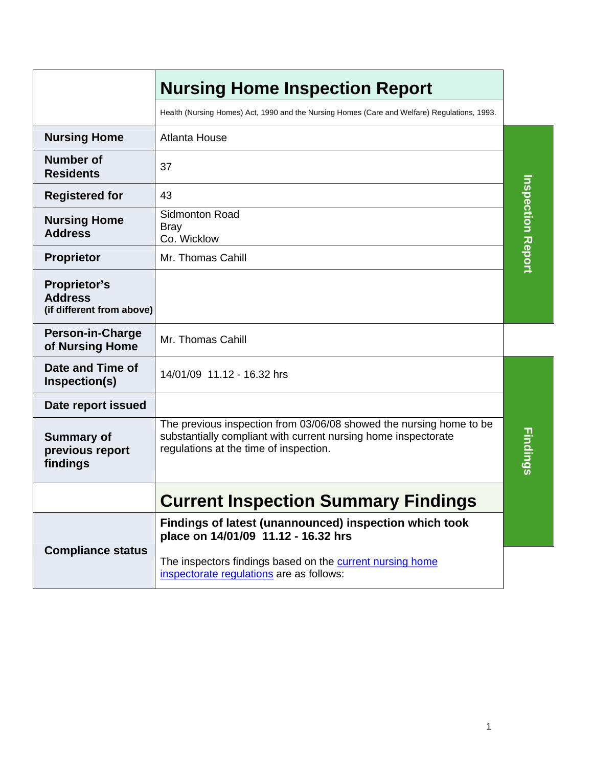# Nursing Home Inspection Report

Health (Nursing Homes) Act, 1990 and the Nursing Homes (Care and Welfare) Regulations, 1993.

| | |
|---|---|
| **Nursing Home** | Atlanta House |
| **Number of Residents** | 37 |
| **Registered for** | 43 |
| **Nursing Home Address** | Sidmonton Road<br>Bray<br>Co. Wicklow |
| **Proprietor** | Mr. Thomas Cahill |
| **Proprietor's Address (if different from above)** | |
| **Person-in-Charge of Nursing Home** | Mr. Thomas Cahill |
| **Date and Time of Inspection(s)** | 14/01/09 11.12 - 16.32 hrs |
| **Date report issued** | |
| **Summary of previous report findings** | The previous inspection from 03/06/08 showed the nursing home to be substantially compliant with current nursing home inspectorate regulations at the time of inspection. |

## Current Inspection Summary Findings

| | |
|---|---|
| **Compliance status** | **Findings of latest (unannounced) inspection which took place on 14/01/09 11.12 - 16.32 hrs**<br><br>The inspectors findings based on the current nursing home inspectorate regulations are as follows: |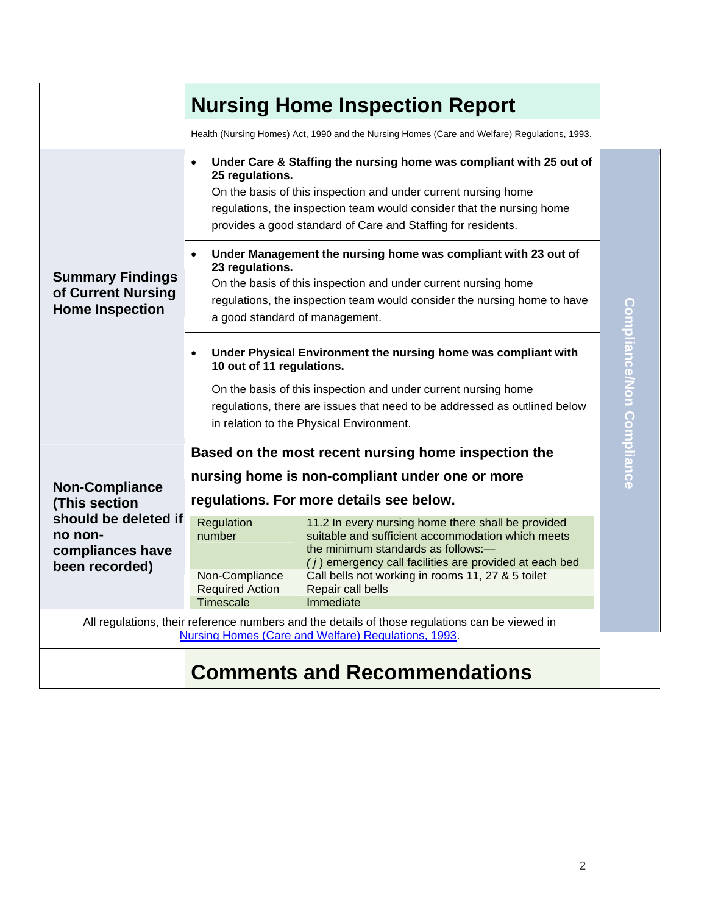# Nursing Home Inspection Report

Health (Nursing Homes) Act, 1990 and the Nursing Homes (Care and Welfare) Regulations, 1993.

## Summary Findings of Current Nursing Home Inspection

- **Under Care & Staffing the nursing home was compliant with 25 out of 25 regulations.**
  On the basis of this inspection and under current nursing home regulations, the inspection team would consider that the nursing home provides a good standard of Care and Staffing for residents.

- **Under Management the nursing home was compliant with 23 out of 23 regulations.**
  On the basis of this inspection and under current nursing home regulations, the inspection team would consider the nursing home to have a good standard of management.

- **Under Physical Environment the nursing home was compliant with 10 out of 11 regulations.**

  On the basis of this inspection and under current nursing home regulations, there are issues that need to be addressed as outlined below in relation to the Physical Environment.

Compliance/Non Compliance

## Non-Compliance (This section should be deleted if no non-compliances have been recorded)

**Based on the most recent nursing home inspection the nursing home is non-compliant under one or more regulations. For more details see below.**

| | |
|---|---|
| Regulation number | 11.2 In every nursing home there shall be provided suitable and sufficient accommodation which meets the minimum standards as follows:— ( *j* ) emergency call facilities are provided at each bed |
| Non-Compliance | Call bells not working in rooms 11, 27 & 5 toilet |
| Required Action | Repair call bells |
| Timescale | Immediate |

All regulations, their reference numbers and the details of those regulations can be viewed in [Nursing Homes (Care and Welfare) Regulations, 1993](Nursing Homes (Care and Welfare) Regulations, 1993).

# Comments and Recommendations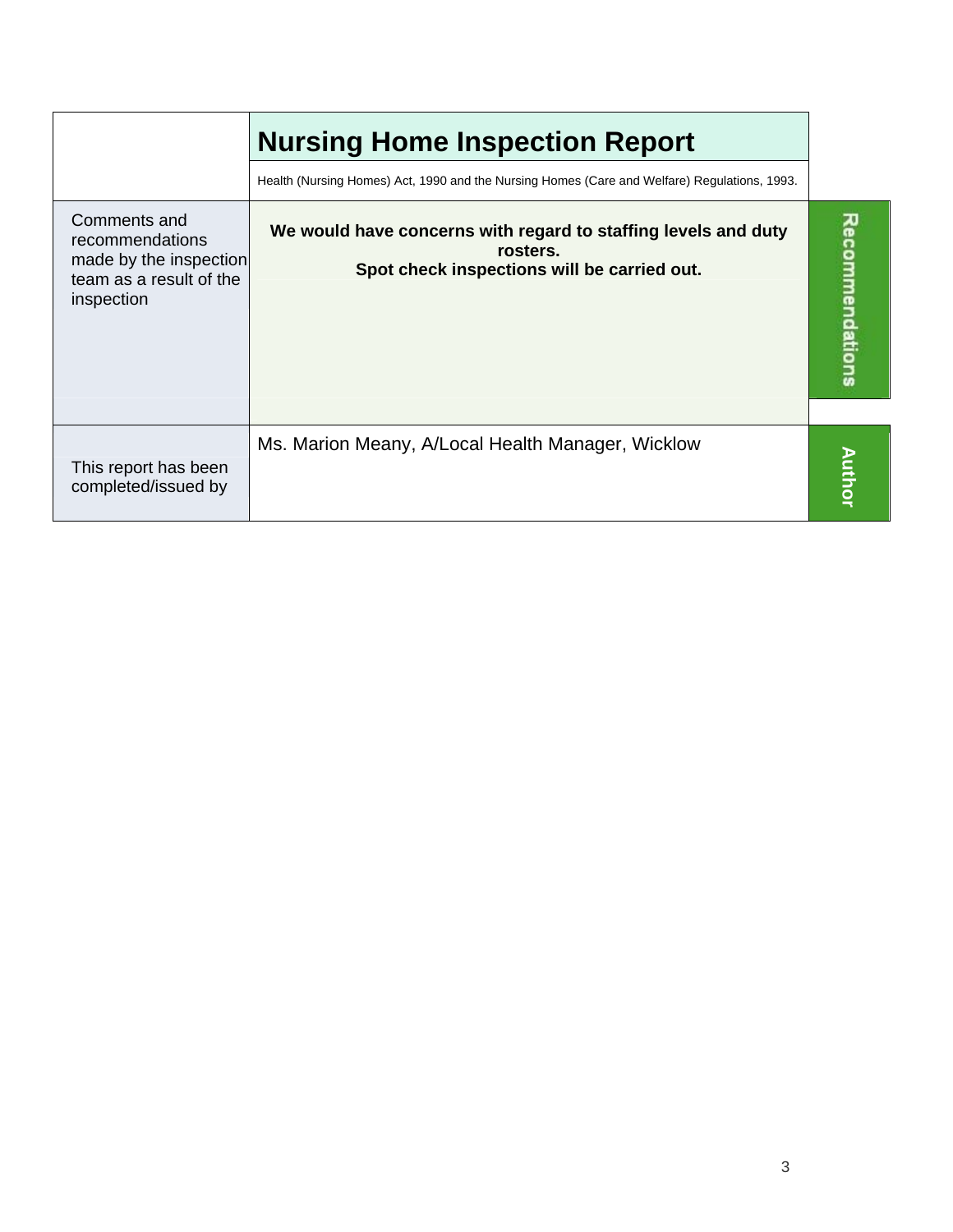| | Nursing Home Inspection Report | |
|---|---|---|
| | Health (Nursing Homes) Act, 1990 and the Nursing Homes (Care and Welfare) Regulations, 1993. | |
| Comments and recommendations made by the inspection team as a result of the inspection | **We would have concerns with regard to staffing levels and duty rosters.** **Spot check inspections will be carried out.** | Recommendations |
| This report has been completed/issued by | Ms. Marion Meany, A/Local Health Manager, Wicklow | Author |